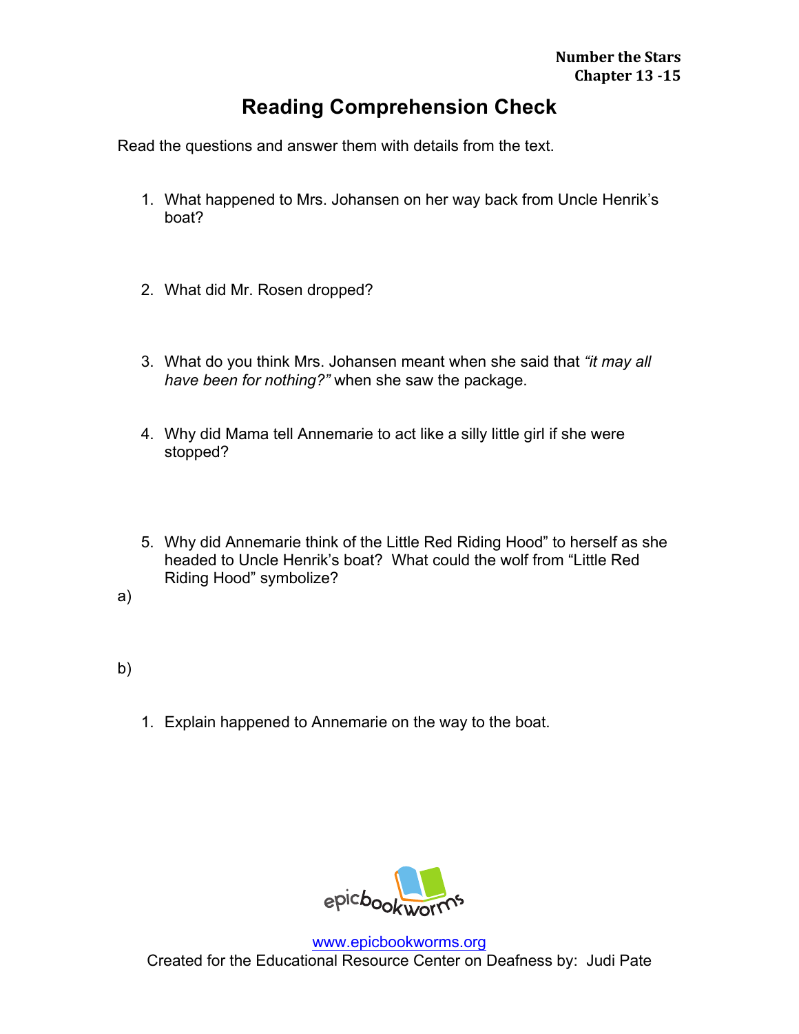**Number the Stars**
**Chapter 13 -15**

# Reading Comprehension Check

Read the questions and answer them with details from the text.

1. What happened to Mrs. Johansen on her way back from Uncle Henrik's boat?

2. What did Mr. Rosen dropped?

3. What do you think Mrs. Johansen meant when she said that *"it may all have been for nothing?"* when she saw the package.

4. Why did Mama tell Annemarie to act like a silly little girl if she were stopped?

5. Why did Annemarie think of the Little Red Riding Hood" to herself as she headed to Uncle Henrik's boat? What could the wolf from "Little Red Riding Hood" symbolize?

a)

b)

1. Explain happened to Annemarie on the way to the boat.

www.epicbookworms.org
Created for the Educational Resource Center on Deafness by: Judi Pate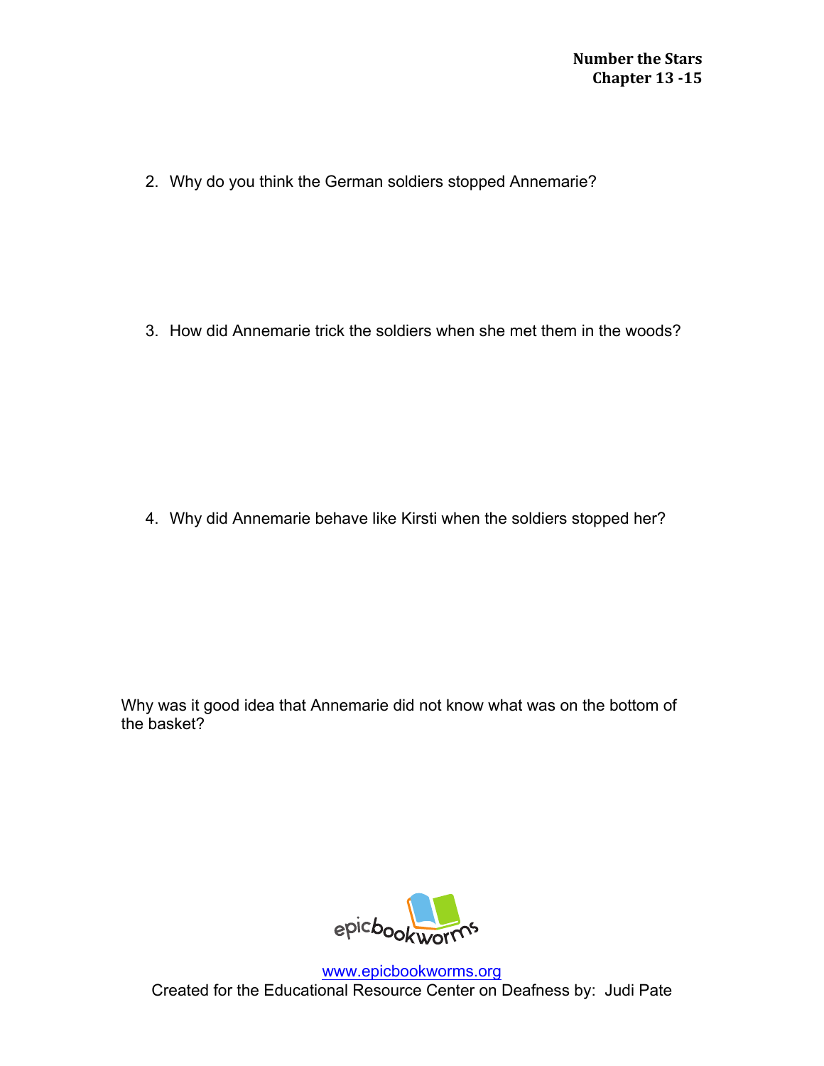2. Why do you think the German soldiers stopped Annemarie?

3. How did Annemarie trick the soldiers when she met them in the woods?

4. Why did Annemarie behave like Kirsti when the soldiers stopped her?

Why was it good idea that Annemarie did not know what was on the bottom of the basket?